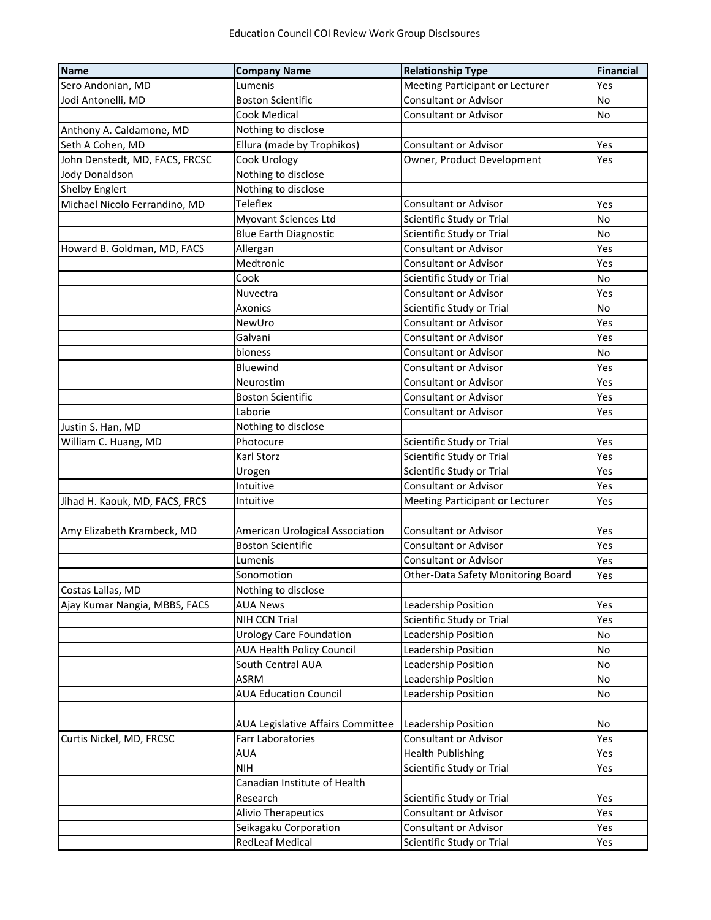Education Council COI Review Work Group Disclsoures

| Name | Company Name | Relationship Type | Financial |
|---|---|---|---|
| Sero Andonian, MD | Lumenis | Meeting Participant or Lecturer | Yes |
| Jodi Antonelli, MD | Boston Scientific | Consultant or Advisor | No |
| | Cook Medical | Consultant or Advisor | No |
| Anthony A. Caldamone, MD | Nothing to disclose | | |
| Seth A Cohen, MD | Ellura (made by Trophikos) | Consultant or Advisor | Yes |
| John Denstedt, MD, FACS, FRCSC | Cook Urology | Owner, Product Development | Yes |
| Jody Donaldson | Nothing to disclose | | |
| Shelby Englert | Nothing to disclose | | |
| Michael Nicolo Ferrandino, MD | Teleflex | Consultant or Advisor | Yes |
| | Myovant Sciences Ltd | Scientific Study or Trial | No |
| | Blue Earth Diagnostic | Scientific Study or Trial | No |
| Howard B. Goldman, MD, FACS | Allergan | Consultant or Advisor | Yes |
| | Medtronic | Consultant or Advisor | Yes |
| | Cook | Scientific Study or Trial | No |
| | Nuvectra | Consultant or Advisor | Yes |
| | Axonics | Scientific Study or Trial | No |
| | NewUro | Consultant or Advisor | Yes |
| | Galvani | Consultant or Advisor | Yes |
| | bioness | Consultant or Advisor | No |
| | Bluewind | Consultant or Advisor | Yes |
| | Neurostim | Consultant or Advisor | Yes |
| | Boston Scientific | Consultant or Advisor | Yes |
| | Laborie | Consultant or Advisor | Yes |
| Justin S. Han, MD | Nothing to disclose | | |
| William C. Huang, MD | Photocure | Scientific Study or Trial | Yes |
| | Karl Storz | Scientific Study or Trial | Yes |
| | Urogen | Scientific Study or Trial | Yes |
| | Intuitive | Consultant or Advisor | Yes |
| Jihad H. Kaouk, MD, FACS, FRCS | Intuitive | Meeting Participant or Lecturer | Yes |
| Amy Elizabeth Krambeck, MD | American Urological Association | Consultant or Advisor | Yes |
| | Boston Scientific | Consultant or Advisor | Yes |
| | Lumenis | Consultant or Advisor | Yes |
| | Sonomotion | Other-Data Safety Monitoring Board | Yes |
| Costas Lallas, MD | Nothing to disclose | | |
| Ajay Kumar Nangia, MBBS, FACS | AUA News | Leadership Position | Yes |
| | NIH CCN Trial | Scientific Study or Trial | Yes |
| | Urology Care Foundation | Leadership Position | No |
| | AUA Health Policy Council | Leadership Position | No |
| | South Central AUA | Leadership Position | No |
| | ASRM | Leadership Position | No |
| | AUA Education Council | Leadership Position | No |
| | AUA Legislative Affairs Committee | Leadership Position | No |
| Curtis Nickel, MD, FRCSC | Farr Laboratories | Consultant or Advisor | Yes |
| | AUA | Health Publishing | Yes |
| | NIH | Scientific Study or Trial | Yes |
| | Canadian Institute of Health Research | Scientific Study or Trial | Yes |
| | Alivio Therapeutics | Consultant or Advisor | Yes |
| | Seikagaku Corporation | Consultant or Advisor | Yes |
| | RedLeaf Medical | Scientific Study or Trial | Yes |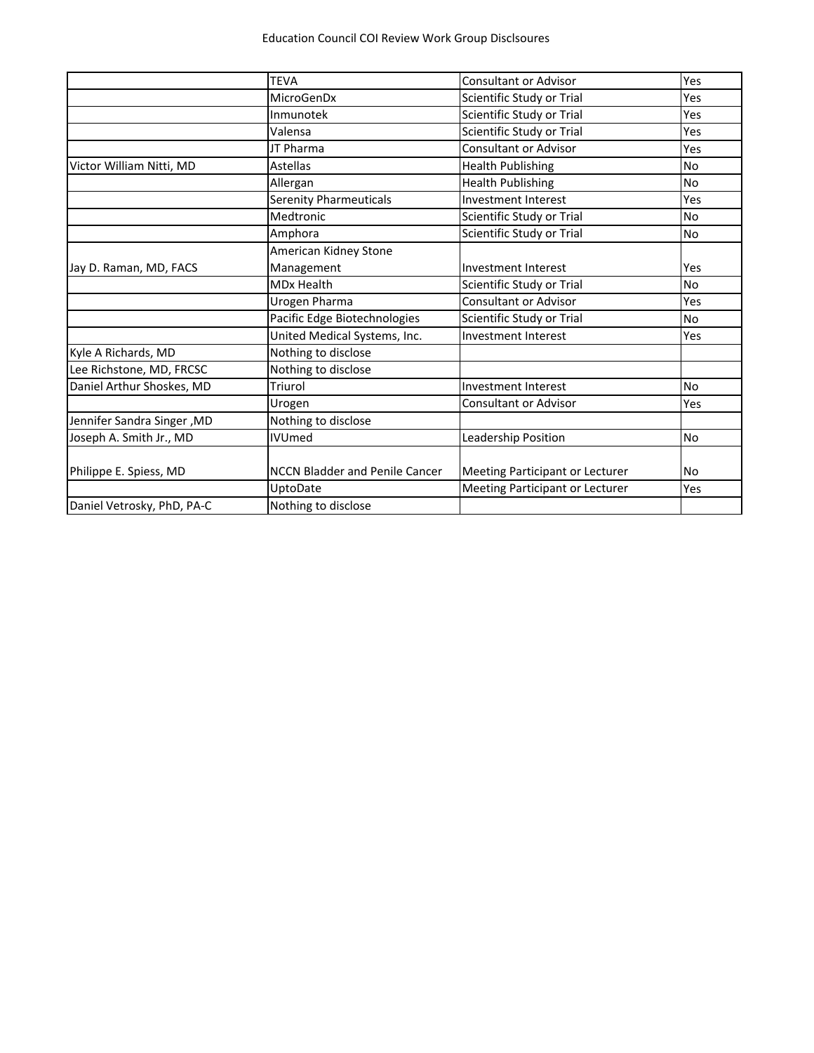| | | | |
|---|---|---|---|
| | TEVA | Consultant or Advisor | Yes |
| | MicroGenDx | Scientific Study or Trial | Yes |
| | Inmunotek | Scientific Study or Trial | Yes |
| | Valensa | Scientific Study or Trial | Yes |
| | JT Pharma | Consultant or Advisor | Yes |
| Victor William Nitti, MD | Astellas | Health Publishing | No |
| | Allergan | Health Publishing | No |
| | Serenity Pharmeuticals | Investment Interest | Yes |
| | Medtronic | Scientific Study or Trial | No |
| | Amphora | Scientific Study or Trial | No |
| Jay D. Raman, MD, FACS | American Kidney Stone Management | Investment Interest | Yes |
| | MDx Health | Scientific Study or Trial | No |
| | Urogen Pharma | Consultant or Advisor | Yes |
| | Pacific Edge Biotechnologies | Scientific Study or Trial | No |
| | United Medical Systems, Inc. | Investment Interest | Yes |
| Kyle A Richards, MD | Nothing to disclose | | |
| Lee Richstone, MD, FRCSC | Nothing to disclose | | |
| Daniel Arthur Shoskes, MD | Triurol | Investment Interest | No |
| | Urogen | Consultant or Advisor | Yes |
| Jennifer Sandra Singer ,MD | Nothing to disclose | | |
| Joseph A. Smith Jr., MD | IVUmed | Leadership Position | No |
| Philippe E. Spiess, MD | NCCN Bladder and Penile Cancer | Meeting Participant or Lecturer | No |
| | UptoDate | Meeting Participant or Lecturer | Yes |
| Daniel Vetrosky, PhD, PA-C | Nothing to disclose | | |